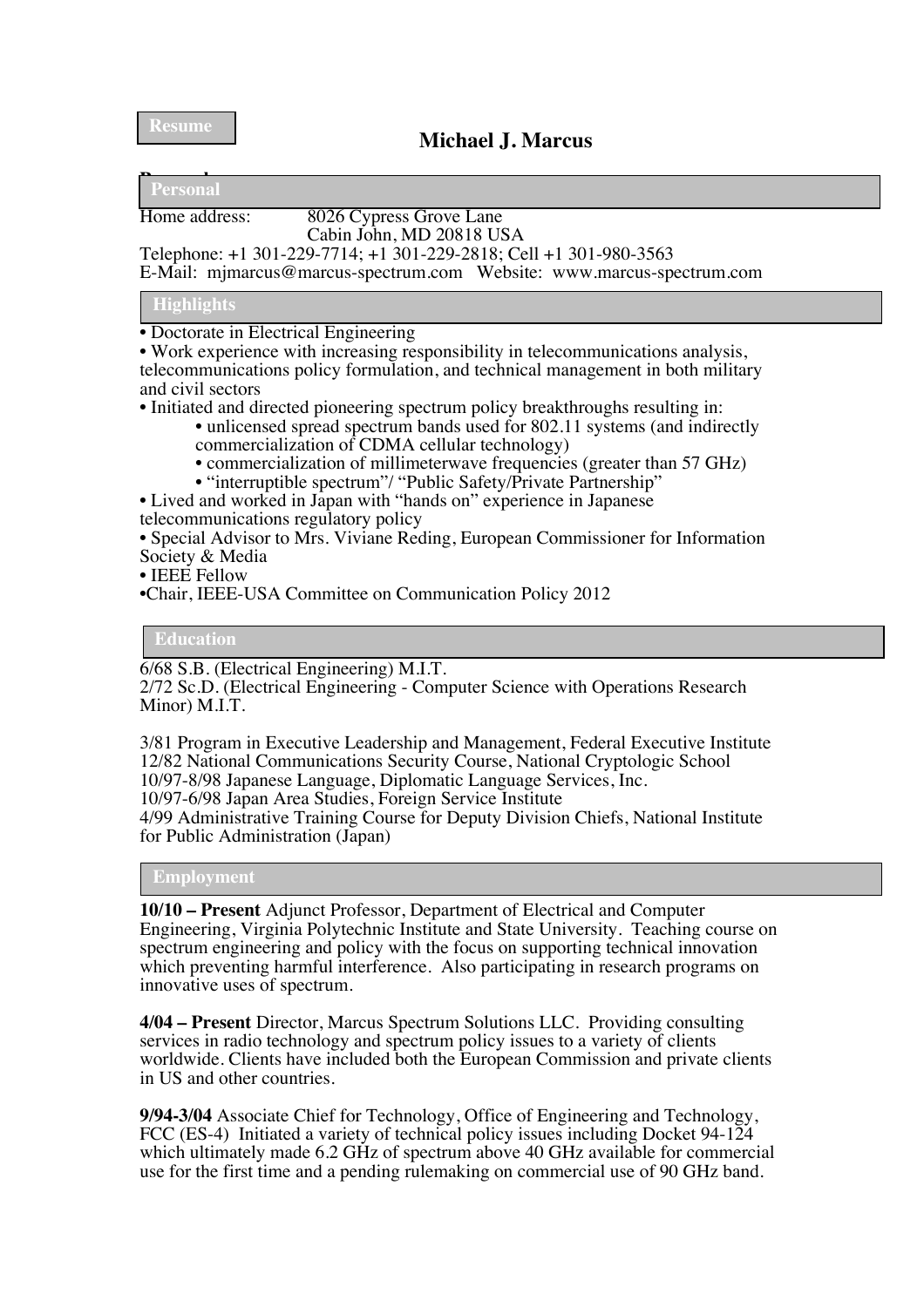Resume

# Michael J. Marcus

## Personal

Home address: 8026 Cypress Grove Lane
Cabin John, MD 20818 USA

Telephone: +1 301-229-7714; +1 301-229-2818; Cell +1 301-980-3563
E-Mail: mjmarcus@marcus-spectrum.com Website: www.marcus-spectrum.com

## Highlights

- Doctorate in Electrical Engineering
- Work experience with increasing responsibility in telecommunications analysis, telecommunications policy formulation, and technical management in both military and civil sectors
- Initiated and directed pioneering spectrum policy breakthroughs resulting in:
    - unlicensed spread spectrum bands used for 802.11 systems (and indirectly commercialization of CDMA cellular technology)
    - commercialization of millimeterwave frequencies (greater than 57 GHz)
    - "interruptible spectrum"/ "Public Safety/Private Partnership"
- Lived and worked in Japan with "hands on" experience in Japanese telecommunications regulatory policy
- Special Advisor to Mrs. Viviane Reding, European Commissioner for Information Society & Media
- IEEE Fellow
- Chair, IEEE-USA Committee on Communication Policy 2012

## Education

6/68 S.B. (Electrical Engineering) M.I.T.
2/72 Sc.D. (Electrical Engineering - Computer Science with Operations Research Minor) M.I.T.

3/81 Program in Executive Leadership and Management, Federal Executive Institute
12/82 National Communications Security Course, National Cryptologic School
10/97-8/98 Japanese Language, Diplomatic Language Services, Inc.
10/97-6/98 Japan Area Studies, Foreign Service Institute
4/99 Administrative Training Course for Deputy Division Chiefs, National Institute for Public Administration (Japan)

## Employment

**10/10 – Present** Adjunct Professor, Department of Electrical and Computer Engineering, Virginia Polytechnic Institute and State University. Teaching course on spectrum engineering and policy with the focus on supporting technical innovation which preventing harmful interference. Also participating in research programs on innovative uses of spectrum.

**4/04 – Present** Director, Marcus Spectrum Solutions LLC. Providing consulting services in radio technology and spectrum policy issues to a variety of clients worldwide. Clients have included both the European Commission and private clients in US and other countries.

**9/94-3/04** Associate Chief for Technology, Office of Engineering and Technology, FCC (ES-4) Initiated a variety of technical policy issues including Docket 94-124 which ultimately made 6.2 GHz of spectrum above 40 GHz available for commercial use for the first time and a pending rulemaking on commercial use of 90 GHz band.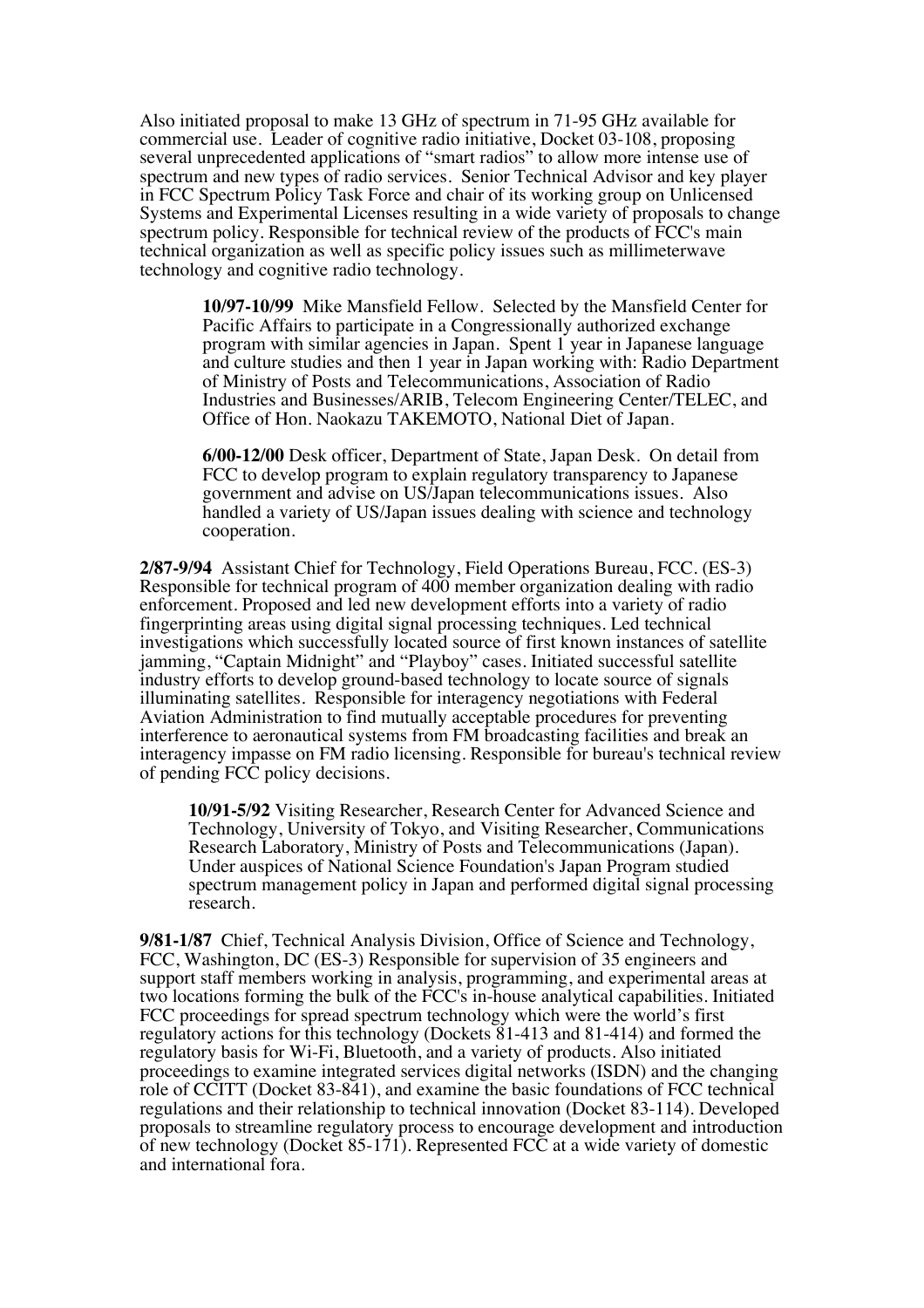Also initiated proposal to make 13 GHz of spectrum in 71-95 GHz available for commercial use. Leader of cognitive radio initiative, Docket 03-108, proposing several unprecedented applications of "smart radios" to allow more intense use of spectrum and new types of radio services. Senior Technical Advisor and key player in FCC Spectrum Policy Task Force and chair of its working group on Unlicensed Systems and Experimental Licenses resulting in a wide variety of proposals to change spectrum policy. Responsible for technical review of the products of FCC's main technical organization as well as specific policy issues such as millimeterwave technology and cognitive radio technology.

> **10/97-10/99** Mike Mansfield Fellow. Selected by the Mansfield Center for Pacific Affairs to participate in a Congressionally authorized exchange program with similar agencies in Japan. Spent 1 year in Japanese language and culture studies and then 1 year in Japan working with: Radio Department of Ministry of Posts and Telecommunications, Association of Radio Industries and Businesses/ARIB, Telecom Engineering Center/TELEC, and Office of Hon. Naokazu TAKEMOTO, National Diet of Japan.
>
> **6/00-12/00** Desk officer, Department of State, Japan Desk. On detail from FCC to develop program to explain regulatory transparency to Japanese government and advise on US/Japan telecommunications issues. Also handled a variety of US/Japan issues dealing with science and technology cooperation.

**2/87-9/94** Assistant Chief for Technology, Field Operations Bureau, FCC. (ES-3) Responsible for technical program of 400 member organization dealing with radio enforcement. Proposed and led new development efforts into a variety of radio fingerprinting areas using digital signal processing techniques. Led technical investigations which successfully located source of first known instances of satellite jamming, "Captain Midnight" and "Playboy" cases. Initiated successful satellite industry efforts to develop ground-based technology to locate source of signals illuminating satellites. Responsible for interagency negotiations with Federal Aviation Administration to find mutually acceptable procedures for preventing interference to aeronautical systems from FM broadcasting facilities and break an interagency impasse on FM radio licensing. Responsible for bureau's technical review of pending FCC policy decisions.

> **10/91-5/92** Visiting Researcher, Research Center for Advanced Science and Technology, University of Tokyo, and Visiting Researcher, Communications Research Laboratory, Ministry of Posts and Telecommunications (Japan). Under auspices of National Science Foundation's Japan Program studied spectrum management policy in Japan and performed digital signal processing research.

**9/81-1/87** Chief, Technical Analysis Division, Office of Science and Technology, FCC, Washington, DC (ES-3) Responsible for supervision of 35 engineers and support staff members working in analysis, programming, and experimental areas at two locations forming the bulk of the FCC's in-house analytical capabilities. Initiated FCC proceedings for spread spectrum technology which were the world's first regulatory actions for this technology (Dockets 81-413 and 81-414) and formed the regulatory basis for Wi-Fi, Bluetooth, and a variety of products. Also initiated proceedings to examine integrated services digital networks (ISDN) and the changing role of CCITT (Docket 83-841), and examine the basic foundations of FCC technical regulations and their relationship to technical innovation (Docket 83-114). Developed proposals to streamline regulatory process to encourage development and introduction of new technology (Docket 85-171). Represented FCC at a wide variety of domestic and international fora.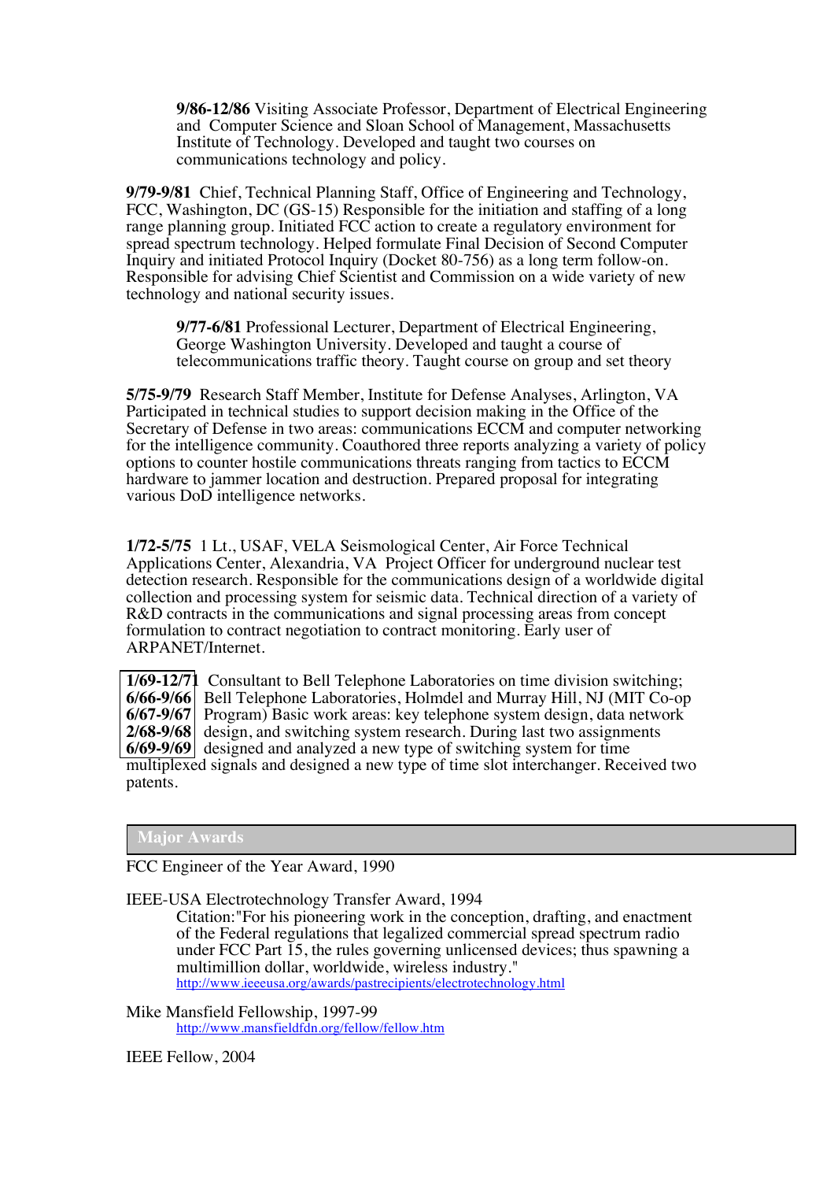**9/86-12/86** Visiting Associate Professor, Department of Electrical Engineering and Computer Science and Sloan School of Management, Massachusetts Institute of Technology. Developed and taught two courses on communications technology and policy.

**9/79-9/81** Chief, Technical Planning Staff, Office of Engineering and Technology, FCC, Washington, DC (GS-15) Responsible for the initiation and staffing of a long range planning group. Initiated FCC action to create a regulatory environment for spread spectrum technology. Helped formulate Final Decision of Second Computer Inquiry and initiated Protocol Inquiry (Docket 80-756) as a long term follow-on. Responsible for advising Chief Scientist and Commission on a wide variety of new technology and national security issues.

**9/77-6/81** Professional Lecturer, Department of Electrical Engineering, George Washington University. Developed and taught a course of telecommunications traffic theory. Taught course on group and set theory

**5/75-9/79** Research Staff Member, Institute for Defense Analyses, Arlington, VA Participated in technical studies to support decision making in the Office of the Secretary of Defense in two areas: communications ECCM and computer networking for the intelligence community. Coauthored three reports analyzing a variety of policy options to counter hostile communications threats ranging from tactics to ECCM hardware to jammer location and destruction. Prepared proposal for integrating various DoD intelligence networks.

**1/72-5/75** 1 Lt., USAF, VELA Seismological Center, Air Force Technical Applications Center, Alexandria, VA Project Officer for underground nuclear test detection research. Responsible for the communications design of a worldwide digital collection and processing system for seismic data. Technical direction of a variety of R&D contracts in the communications and signal processing areas from concept formulation to contract negotiation to contract monitoring. Early user of ARPANET/Internet.

**1/69-12/71** Consultant to Bell Telephone Laboratories on time division switching;
**6/66-9/66**
**6/67-9/67**
**2/68-9/68**
**6/69-9/69** Bell Telephone Laboratories, Holmdel and Murray Hill, NJ (MIT Co-op Program) Basic work areas: key telephone system design, data network design, and switching system research. During last two assignments designed and analyzed a new type of switching system for time multiplexed signals and designed a new type of time slot interchanger. Received two patents.

## Major Awards

FCC Engineer of the Year Award, 1990

IEEE-USA Electrotechnology Transfer Award, 1994
Citation:"For his pioneering work in the conception, drafting, and enactment of the Federal regulations that legalized commercial spread spectrum radio under FCC Part 15, the rules governing unlicensed devices; thus spawning a multimillion dollar, worldwide, wireless industry."
http://www.ieeeusa.org/awards/pastrecipients/electrotechnology.html

Mike Mansfield Fellowship, 1997-99
http://www.mansfieldfdn.org/fellow/fellow.htm

IEEE Fellow, 2004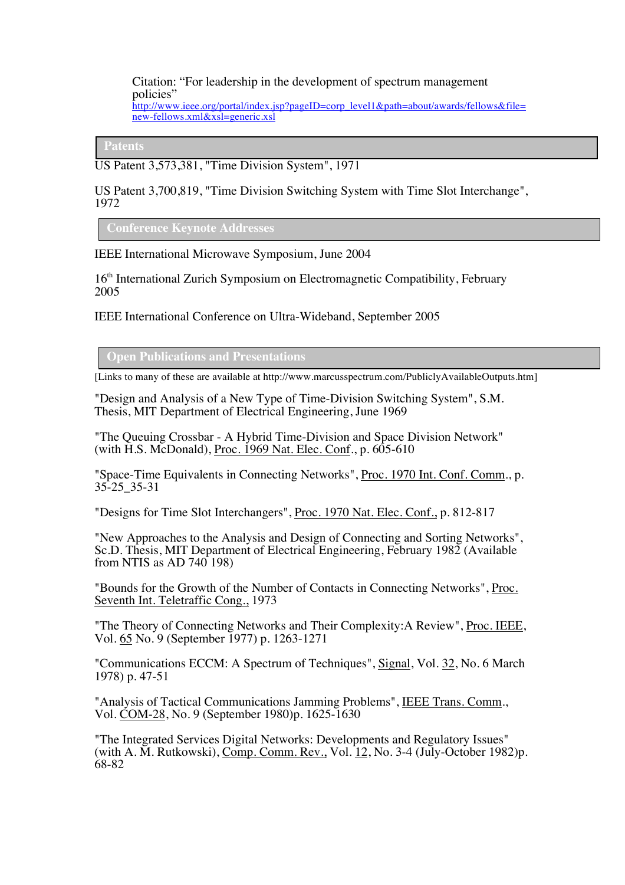Citation: “For leadership in the development of spectrum management policies”
http://www.ieee.org/portal/index.jsp?pageID=corp_level1&path=about/awards/fellows&file=new-fellows.xml&xsl=generic.xsl

## Patents

US Patent 3,573,381, "Time Division System", 1971

US Patent 3,700,819, "Time Division Switching System with Time Slot Interchange", 1972

## Conference Keynote Addresses

IEEE International Microwave Symposium, June 2004

16th International Zurich Symposium on Electromagnetic Compatibility, February 2005

IEEE International Conference on Ultra-Wideband, September 2005

## Open Publications and Presentations

[Links to many of these are available at http://www.marcusspectrum.com/PubliclyAvailableOutputs.htm]

"Design and Analysis of a New Type of Time-Division Switching System", S.M. Thesis, MIT Department of Electrical Engineering, June 1969

"The Queuing Crossbar - A Hybrid Time-Division and Space Division Network" (with H.S. McDonald), Proc. 1969 Nat. Elec. Conf., p. 605-610

"Space-Time Equivalents in Connecting Networks", Proc. 1970 Int. Conf. Comm., p. 35-25_35-31

"Designs for Time Slot Interchangers", Proc. 1970 Nat. Elec. Conf., p. 812-817

"New Approaches to the Analysis and Design of Connecting and Sorting Networks", Sc.D. Thesis, MIT Department of Electrical Engineering, February 1982 (Available from NTIS as AD 740 198)

"Bounds for the Growth of the Number of Contacts in Connecting Networks", Proc. Seventh Int. Teletraffic Cong., 1973

"The Theory of Connecting Networks and Their Complexity:A Review", Proc. IEEE, Vol. 65 No. 9 (September 1977) p. 1263-1271

"Communications ECCM: A Spectrum of Techniques", Signal, Vol. 32, No. 6 March 1978) p. 47-51

"Analysis of Tactical Communications Jamming Problems", IEEE Trans. Comm., Vol. COM-28, No. 9 (September 1980)p. 1625-1630

"The Integrated Services Digital Networks: Developments and Regulatory Issues" (with A. M. Rutkowski), Comp. Comm. Rev., Vol. 12, No. 3-4 (July-October 1982)p. 68-82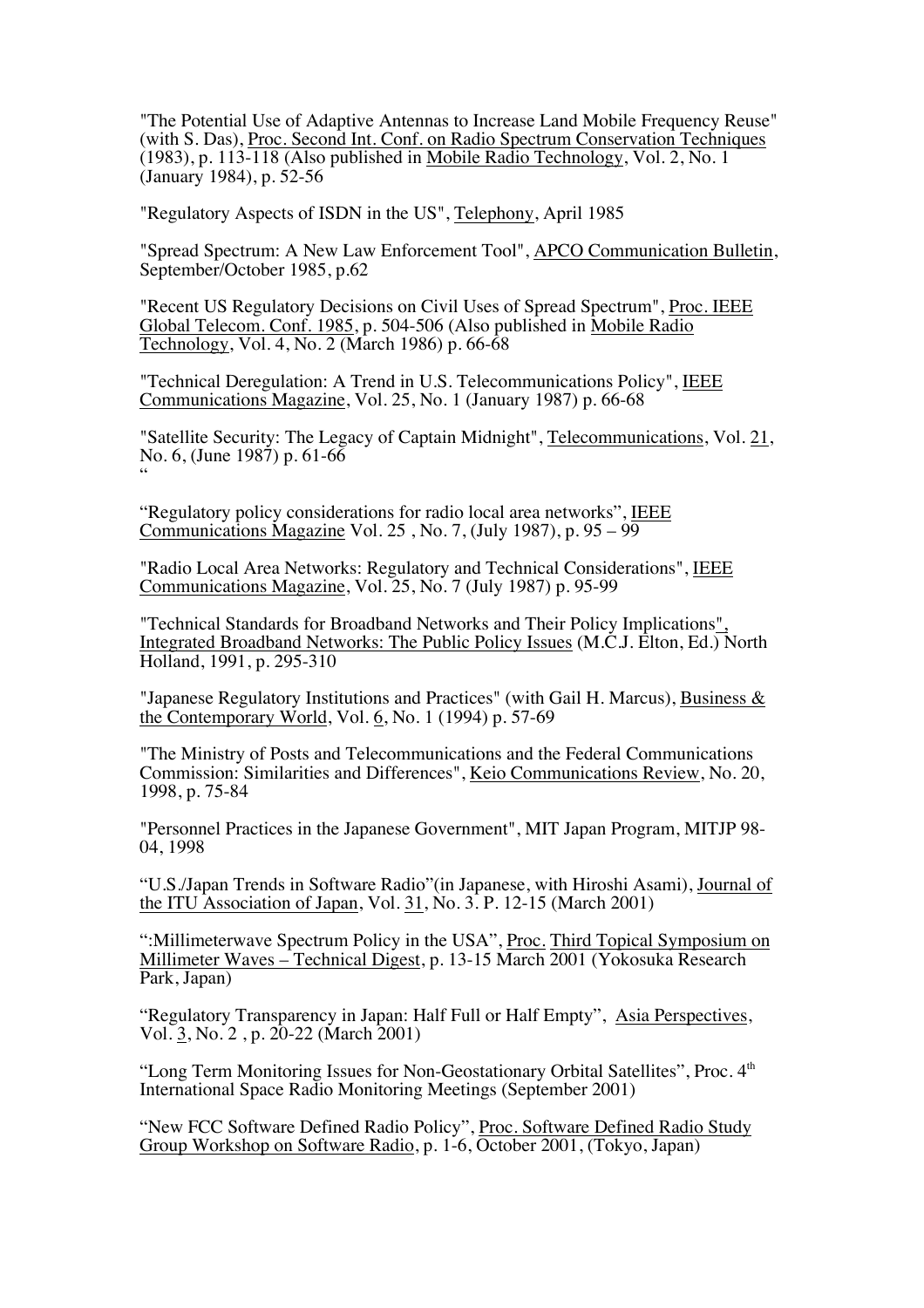"The Potential Use of Adaptive Antennas to Increase Land Mobile Frequency Reuse" (with S. Das), Proc. Second Int. Conf. on Radio Spectrum Conservation Techniques (1983), p. 113-118 (Also published in Mobile Radio Technology, Vol. 2, No. 1 (January 1984), p. 52-56

"Regulatory Aspects of ISDN in the US", Telephony, April 1985

"Spread Spectrum: A New Law Enforcement Tool", APCO Communication Bulletin, September/October 1985, p.62

"Recent US Regulatory Decisions on Civil Uses of Spread Spectrum", Proc. IEEE Global Telecom. Conf. 1985, p. 504-506 (Also published in Mobile Radio Technology, Vol. 4, No. 2 (March 1986) p. 66-68

"Technical Deregulation: A Trend in U.S. Telecommunications Policy", IEEE Communications Magazine, Vol. 25, No. 1 (January 1987) p. 66-68

"Satellite Security: The Legacy of Captain Midnight", Telecommunications, Vol. 21, No. 6, (June 1987) p. 61-66
"

"Regulatory policy considerations for radio local area networks", IEEE Communications Magazine Vol. 25 , No. 7, (July 1987), p. 95 – 99

"Radio Local Area Networks: Regulatory and Technical Considerations", IEEE Communications Magazine, Vol. 25, No. 7 (July 1987) p. 95-99

"Technical Standards for Broadband Networks and Their Policy Implications", Integrated Broadband Networks: The Public Policy Issues (M.C.J. Elton, Ed.) North Holland, 1991, p. 295-310

"Japanese Regulatory Institutions and Practices" (with Gail H. Marcus), Business & the Contemporary World, Vol. 6, No. 1 (1994) p. 57-69

"The Ministry of Posts and Telecommunications and the Federal Communications Commission: Similarities and Differences", Keio Communications Review, No. 20, 1998, p. 75-84

"Personnel Practices in the Japanese Government", MIT Japan Program, MITJP 98-04, 1998

"U.S./Japan Trends in Software Radio"(in Japanese, with Hiroshi Asami), Journal of the ITU Association of Japan, Vol. 31, No. 3. P. 12-15 (March 2001)

":Millimeterwave Spectrum Policy in the USA", Proc. Third Topical Symposium on Millimeter Waves – Technical Digest, p. 13-15 March 2001 (Yokosuka Research Park, Japan)

"Regulatory Transparency in Japan: Half Full or Half Empty", Asia Perspectives, Vol. 3, No. 2 , p. 20-22 (March 2001)

"Long Term Monitoring Issues for Non-Geostationary Orbital Satellites", Proc. 4th International Space Radio Monitoring Meetings (September 2001)

"New FCC Software Defined Radio Policy", Proc. Software Defined Radio Study Group Workshop on Software Radio, p. 1-6, October 2001, (Tokyo, Japan)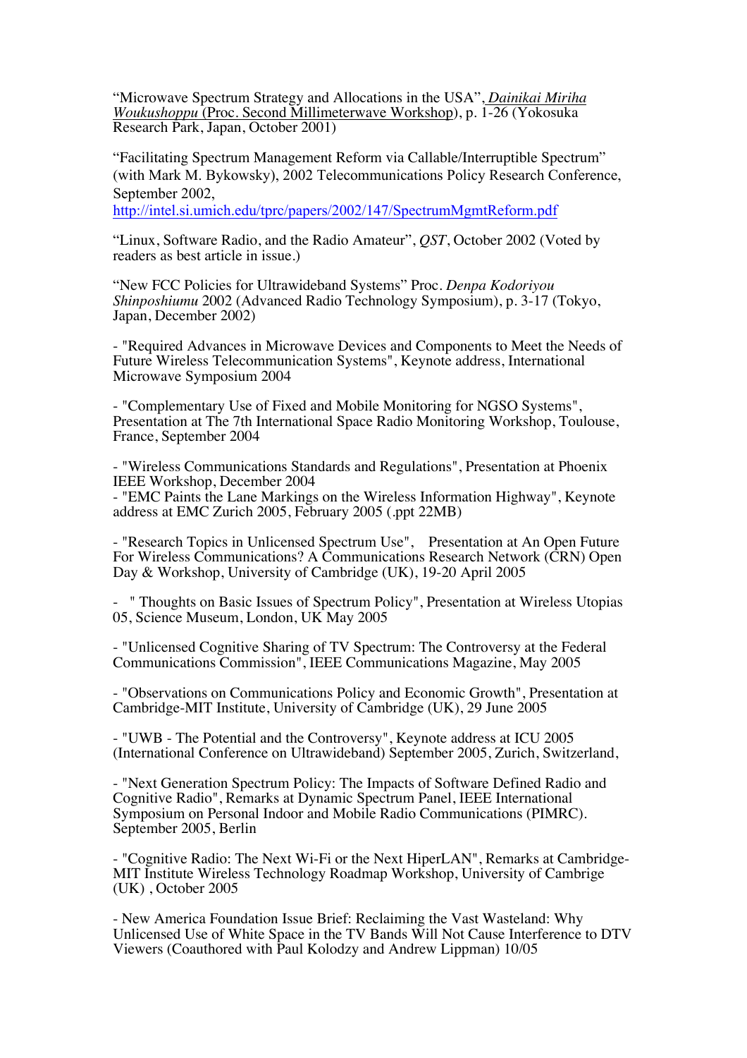"Microwave Spectrum Strategy and Allocations in the USA", *Dainikai Miriha Woukushoppu* (Proc. Second Millimeterwave Workshop), p. 1-26 (Yokosuka Research Park, Japan, October 2001)

"Facilitating Spectrum Management Reform via Callable/Interruptible Spectrum" (with Mark M. Bykowsky), 2002 Telecommunications Policy Research Conference, September 2002, http://intel.si.umich.edu/tprc/papers/2002/147/SpectrumMgmtReform.pdf

"Linux, Software Radio, and the Radio Amateur", *QST*, October 2002 (Voted by readers as best article in issue.)

"New FCC Policies for Ultrawideband Systems" Proc. *Denpa Kodoriyou Shinposhiumu* 2002 (Advanced Radio Technology Symposium), p. 3-17 (Tokyo, Japan, December 2002)

- "Required Advances in Microwave Devices and Components to Meet the Needs of Future Wireless Telecommunication Systems", Keynote address, International Microwave Symposium 2004

- "Complementary Use of Fixed and Mobile Monitoring for NGSO Systems", Presentation at The 7th International Space Radio Monitoring Workshop, Toulouse, France, September 2004

- "Wireless Communications Standards and Regulations", Presentation at Phoenix IEEE Workshop, December 2004
- "EMC Paints the Lane Markings on the Wireless Information Highway", Keynote address at EMC Zurich 2005, February 2005 (.ppt 22MB)

- "Research Topics in Unlicensed Spectrum Use", Presentation at An Open Future For Wireless Communications? A Communications Research Network (CRN) Open Day & Workshop, University of Cambridge (UK), 19-20 April 2005

- " Thoughts on Basic Issues of Spectrum Policy", Presentation at Wireless Utopias 05, Science Museum, London, UK May 2005

- "Unlicensed Cognitive Sharing of TV Spectrum: The Controversy at the Federal Communications Commission", IEEE Communications Magazine, May 2005

- "Observations on Communications Policy and Economic Growth", Presentation at Cambridge-MIT Institute, University of Cambridge (UK), 29 June 2005

- "UWB - The Potential and the Controversy", Keynote address at ICU 2005 (International Conference on Ultrawideband) September 2005, Zurich, Switzerland,

- "Next Generation Spectrum Policy: The Impacts of Software Defined Radio and Cognitive Radio", Remarks at Dynamic Spectrum Panel, IEEE International Symposium on Personal Indoor and Mobile Radio Communications (PIMRC). September 2005, Berlin

- "Cognitive Radio: The Next Wi-Fi or the Next HiperLAN", Remarks at Cambridge-MIT Institute Wireless Technology Roadmap Workshop, University of Cambrige (UK) , October 2005

- New America Foundation Issue Brief: Reclaiming the Vast Wasteland: Why Unlicensed Use of White Space in the TV Bands Will Not Cause Interference to DTV Viewers (Coauthored with Paul Kolodzy and Andrew Lippman) 10/05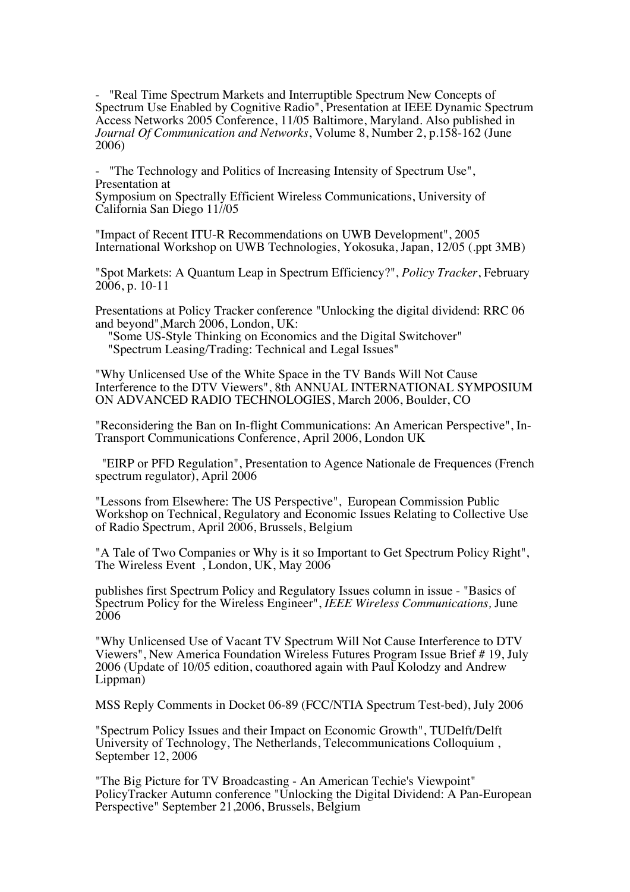- "Real Time Spectrum Markets and Interruptible Spectrum New Concepts of Spectrum Use Enabled by Cognitive Radio", Presentation at IEEE Dynamic Spectrum Access Networks 2005 Conference, 11/05 Baltimore, Maryland. Also published in *Journal Of Communication and Networks*, Volume 8, Number 2, p.158-162 (June 2006)

- "The Technology and Politics of Increasing Intensity of Spectrum Use", Presentation at
Symposium on Spectrally Efficient Wireless Communications, University of California San Diego 11//05

"Impact of Recent ITU-R Recommendations on UWB Development", 2005 International Workshop on UWB Technologies, Yokosuka, Japan, 12/05 (.ppt 3MB)

"Spot Markets: A Quantum Leap in Spectrum Efficiency?", *Policy Tracker*, February 2006, p. 10-11

Presentations at Policy Tracker conference "Unlocking the digital dividend: RRC 06 and beyond",March 2006, London, UK:
 "Some US-Style Thinking on Economics and the Digital Switchover"
 "Spectrum Leasing/Trading: Technical and Legal Issues"

"Why Unlicensed Use of the White Space in the TV Bands Will Not Cause Interference to the DTV Viewers", 8th ANNUAL INTERNATIONAL SYMPOSIUM ON ADVANCED RADIO TECHNOLOGIES, March 2006, Boulder, CO

"Reconsidering the Ban on In-flight Communications: An American Perspective", In-Transport Communications Conference, April 2006, London UK

"EIRP or PFD Regulation", Presentation to Agence Nationale de Frequences (French spectrum regulator), April 2006

"Lessons from Elsewhere: The US Perspective", European Commission Public Workshop on Technical, Regulatory and Economic Issues Relating to Collective Use of Radio Spectrum, April 2006, Brussels, Belgium

"A Tale of Two Companies or Why is it so Important to Get Spectrum Policy Right", The Wireless Event , London, UK, May 2006

publishes first Spectrum Policy and Regulatory Issues column in issue - "Basics of Spectrum Policy for the Wireless Engineer", *IEEE Wireless Communications,* June 2006

"Why Unlicensed Use of Vacant TV Spectrum Will Not Cause Interference to DTV Viewers", New America Foundation Wireless Futures Program Issue Brief # 19, July 2006 (Update of 10/05 edition, coauthored again with Paul Kolodzy and Andrew Lippman)

MSS Reply Comments in Docket 06-89 (FCC/NTIA Spectrum Test-bed), July 2006

"Spectrum Policy Issues and their Impact on Economic Growth", TUDelft/Delft University of Technology, The Netherlands, Telecommunications Colloquium , September 12, 2006

"The Big Picture for TV Broadcasting - An American Techie's Viewpoint" PolicyTracker Autumn conference "Unlocking the Digital Dividend: A Pan-European Perspective" September 21,2006, Brussels, Belgium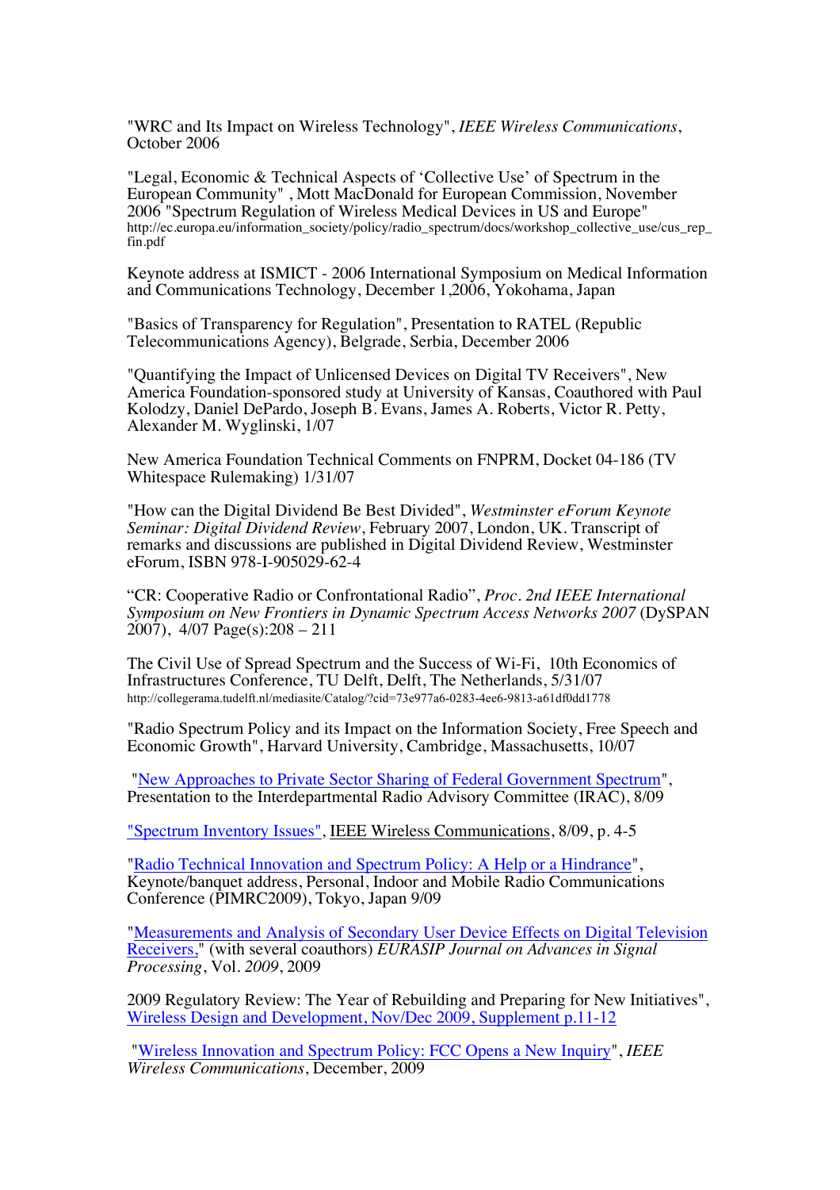"WRC and Its Impact on Wireless Technology", *IEEE Wireless Communications*, October 2006

"Legal, Economic & Technical Aspects of 'Collective Use' of Spectrum in the European Community" , Mott MacDonald for European Commission, November 2006 "Spectrum Regulation of Wireless Medical Devices in US and Europe" http://ec.europa.eu/information_society/policy/radio_spectrum/docs/workshop_collective_use/cus_rep_fin.pdf

Keynote address at ISMICT - 2006 International Symposium on Medical Information and Communications Technology, December 1,2006, Yokohama, Japan

"Basics of Transparency for Regulation", Presentation to RATEL (Republic Telecommunications Agency), Belgrade, Serbia, December 2006

"Quantifying the Impact of Unlicensed Devices on Digital TV Receivers", New America Foundation-sponsored study at University of Kansas, Coauthored with Paul Kolodzy, Daniel DePardo, Joseph B. Evans, James A. Roberts, Victor R. Petty, Alexander M. Wyglinski, 1/07

New America Foundation Technical Comments on FNPRM, Docket 04-186 (TV Whitespace Rulemaking) 1/31/07

"How can the Digital Dividend Be Best Divided", *Westminster eForum Keynote Seminar: Digital Dividend Review*, February 2007, London, UK. Transcript of remarks and discussions are published in Digital Dividend Review, Westminster eForum, ISBN 978-I-905029-62-4

"CR: Cooperative Radio or Confrontational Radio", *Proc. 2nd IEEE International Symposium on New Frontiers in Dynamic Spectrum Access Networks 2007* (DySPAN 2007), 4/07 Page(s):208 – 211

The Civil Use of Spread Spectrum and the Success of Wi-Fi, 10th Economics of Infrastructures Conference, TU Delft, Delft, The Netherlands, 5/31/07 http://collegerama.tudelft.nl/mediasite/Catalog/?cid=73e977a6-0283-4ee6-9813-a61df0dd1778

"Radio Spectrum Policy and its Impact on the Information Society, Free Speech and Economic Growth", Harvard University, Cambridge, Massachusetts, 10/07

"New Approaches to Private Sector Sharing of Federal Government Spectrum", Presentation to the Interdepartmental Radio Advisory Committee (IRAC), 8/09

"Spectrum Inventory Issues", IEEE Wireless Communications, 8/09, p. 4-5

"Radio Technical Innovation and Spectrum Policy: A Help or a Hindrance", Keynote/banquet address, Personal, Indoor and Mobile Radio Communications Conference (PIMRC2009), Tokyo, Japan 9/09

"Measurements and Analysis of Secondary User Device Effects on Digital Television Receivers," (with several coauthors) *EURASIP Journal on Advances in Signal Processing*, Vol. *2009*, 2009

2009 Regulatory Review: The Year of Rebuilding and Preparing for New Initiatives", Wireless Design and Development, Nov/Dec 2009, Supplement p.11-12

"Wireless Innovation and Spectrum Policy: FCC Opens a New Inquiry", *IEEE Wireless Communications*, December, 2009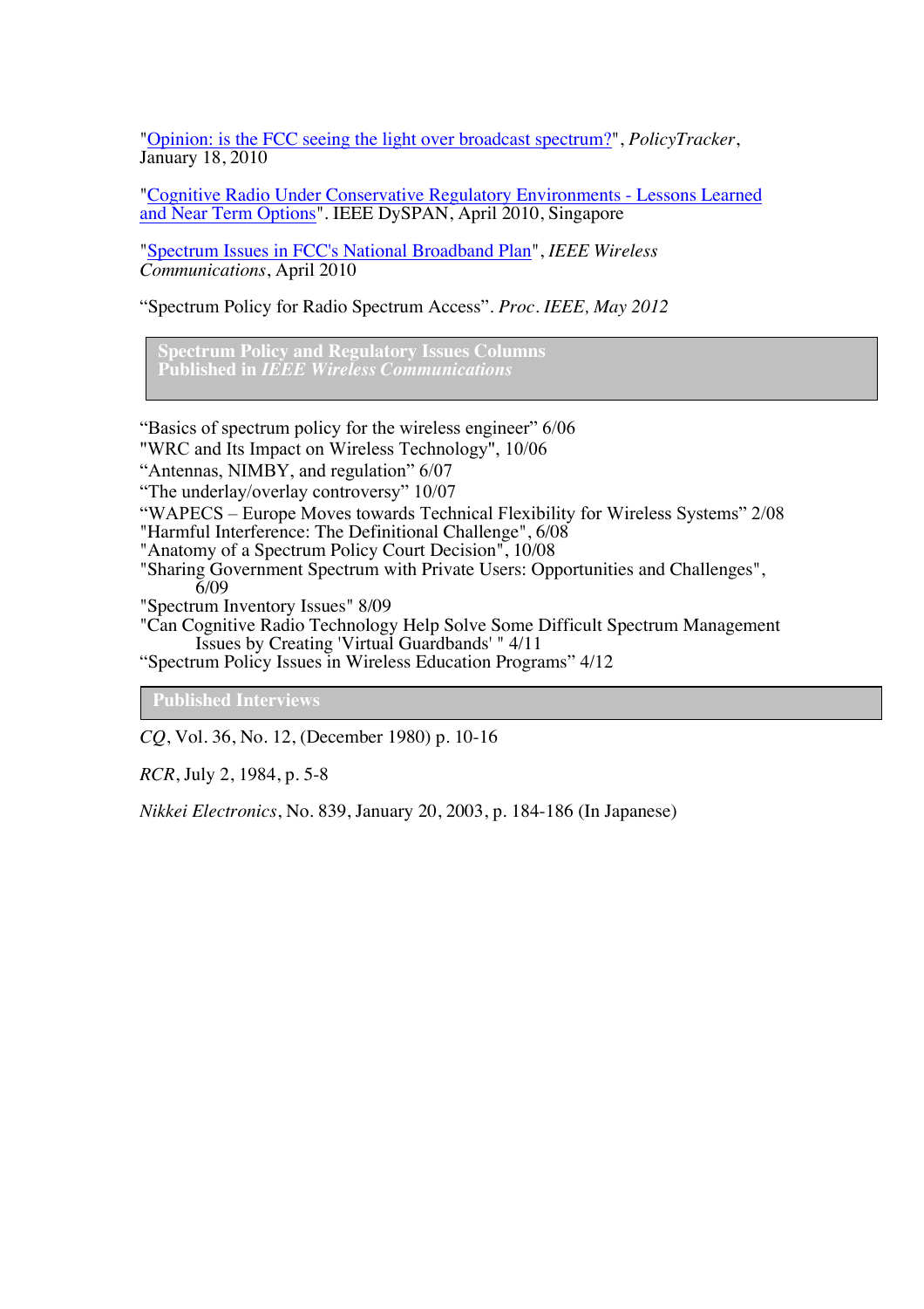"Opinion: is the FCC seeing the light over broadcast spectrum?", *PolicyTracker*, January 18, 2010

"Cognitive Radio Under Conservative Regulatory Environments - Lessons Learned and Near Term Options". IEEE DySPAN, April 2010, Singapore

"Spectrum Issues in FCC's National Broadband Plan", *IEEE Wireless Communications*, April 2010

"Spectrum Policy for Radio Spectrum Access". *Proc. IEEE, May 2012*

## Spectrum Policy and Regulatory Issues Columns Published in *IEEE Wireless Communications*

"Basics of spectrum policy for the wireless engineer" 6/06
"WRC and Its Impact on Wireless Technology", 10/06
"Antennas, NIMBY, and regulation" 6/07
"The underlay/overlay controversy" 10/07
"WAPECS – Europe Moves towards Technical Flexibility for Wireless Systems" 2/08
"Harmful Interference: The Definitional Challenge", 6/08
"Anatomy of a Spectrum Policy Court Decision", 10/08
"Sharing Government Spectrum with Private Users: Opportunities and Challenges", 6/09
"Spectrum Inventory Issues" 8/09
"Can Cognitive Radio Technology Help Solve Some Difficult Spectrum Management Issues by Creating 'Virtual Guardbands' " 4/11
"Spectrum Policy Issues in Wireless Education Programs" 4/12

## Published Interviews

*CQ*, Vol. 36, No. 12, (December 1980) p. 10-16

*RCR*, July 2, 1984, p. 5-8

*Nikkei Electronics*, No. 839, January 20, 2003, p. 184-186 (In Japanese)